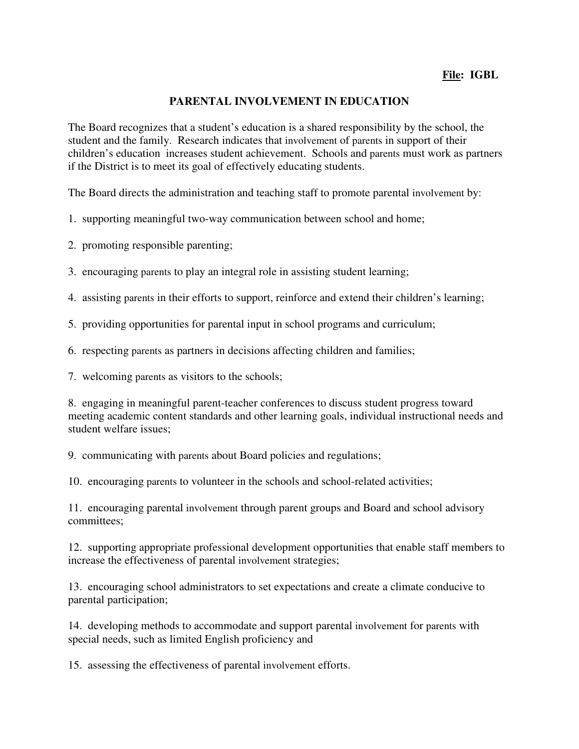**File: IGBL**

# PARENTAL INVOLVEMENT IN EDUCATION

The Board recognizes that a student's education is a shared responsibility by the school, the student and the family. Research indicates that involvement of parents in support of their children's education increases student achievement. Schools and parents must work as partners if the District is to meet its goal of effectively educating students.

The Board directs the administration and teaching staff to promote parental involvement by:

1. supporting meaningful two-way communication between school and home;

2. promoting responsible parenting;

3. encouraging parents to play an integral role in assisting student learning;

4. assisting parents in their efforts to support, reinforce and extend their children's learning;

5. providing opportunities for parental input in school programs and curriculum;

6. respecting parents as partners in decisions affecting children and families;

7. welcoming parents as visitors to the schools;

8. engaging in meaningful parent-teacher conferences to discuss student progress toward meeting academic content standards and other learning goals, individual instructional needs and student welfare issues;

9. communicating with parents about Board policies and regulations;

10. encouraging parents to volunteer in the schools and school-related activities;

11. encouraging parental involvement through parent groups and Board and school advisory committees;

12. supporting appropriate professional development opportunities that enable staff members to increase the effectiveness of parental involvement strategies;

13. encouraging school administrators to set expectations and create a climate conducive to parental participation;

14. developing methods to accommodate and support parental involvement for parents with special needs, such as limited English proficiency and

15. assessing the effectiveness of parental involvement efforts.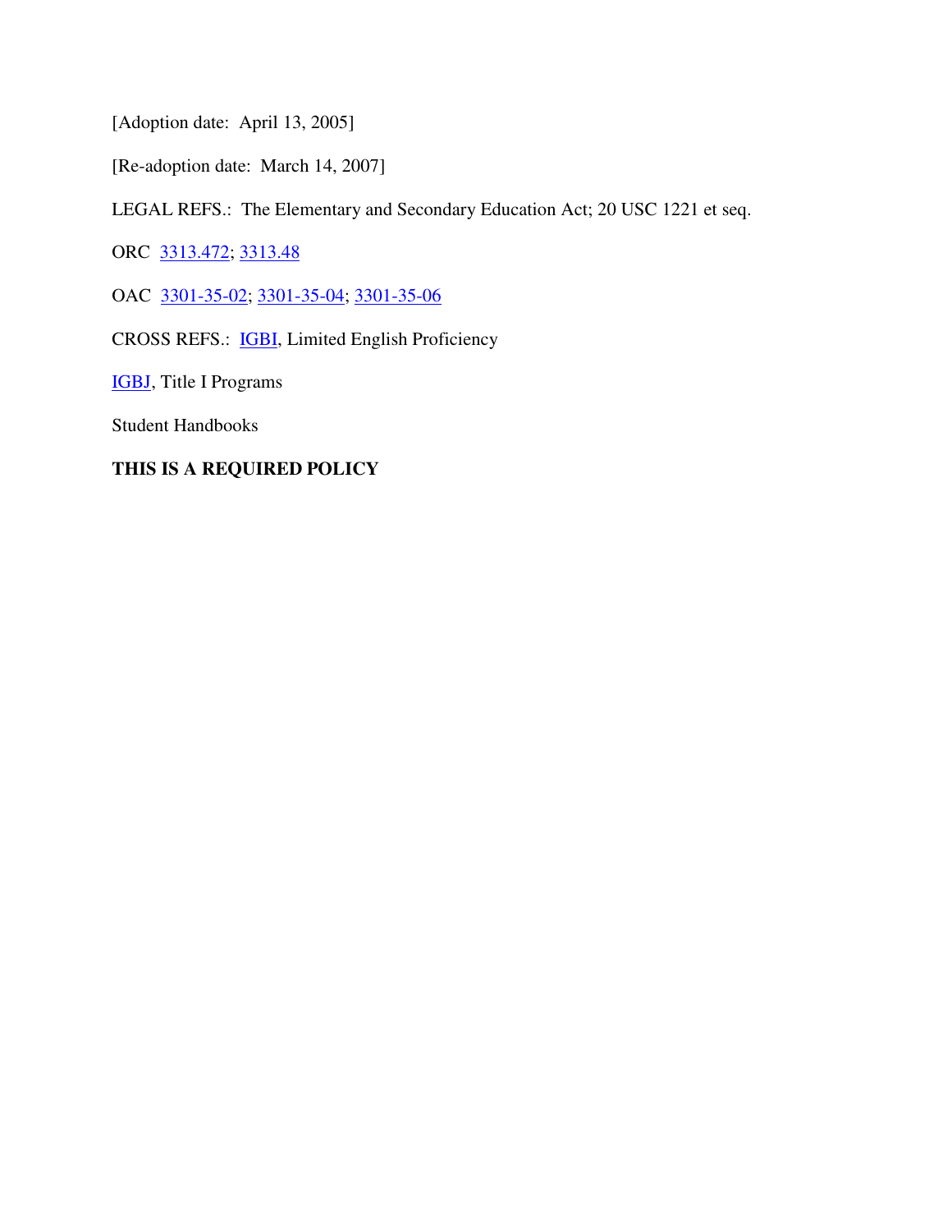[Adoption date: April 13, 2005]

[Re-adoption date: March 14, 2007]

LEGAL REFS.: The Elementary and Secondary Education Act; 20 USC 1221 et seq.

ORC 3313.472; 3313.48

OAC 3301-35-02; 3301-35-04; 3301-35-06

CROSS REFS.: IGBI, Limited English Proficiency

IGBJ, Title I Programs

Student Handbooks

**THIS IS A REQUIRED POLICY**